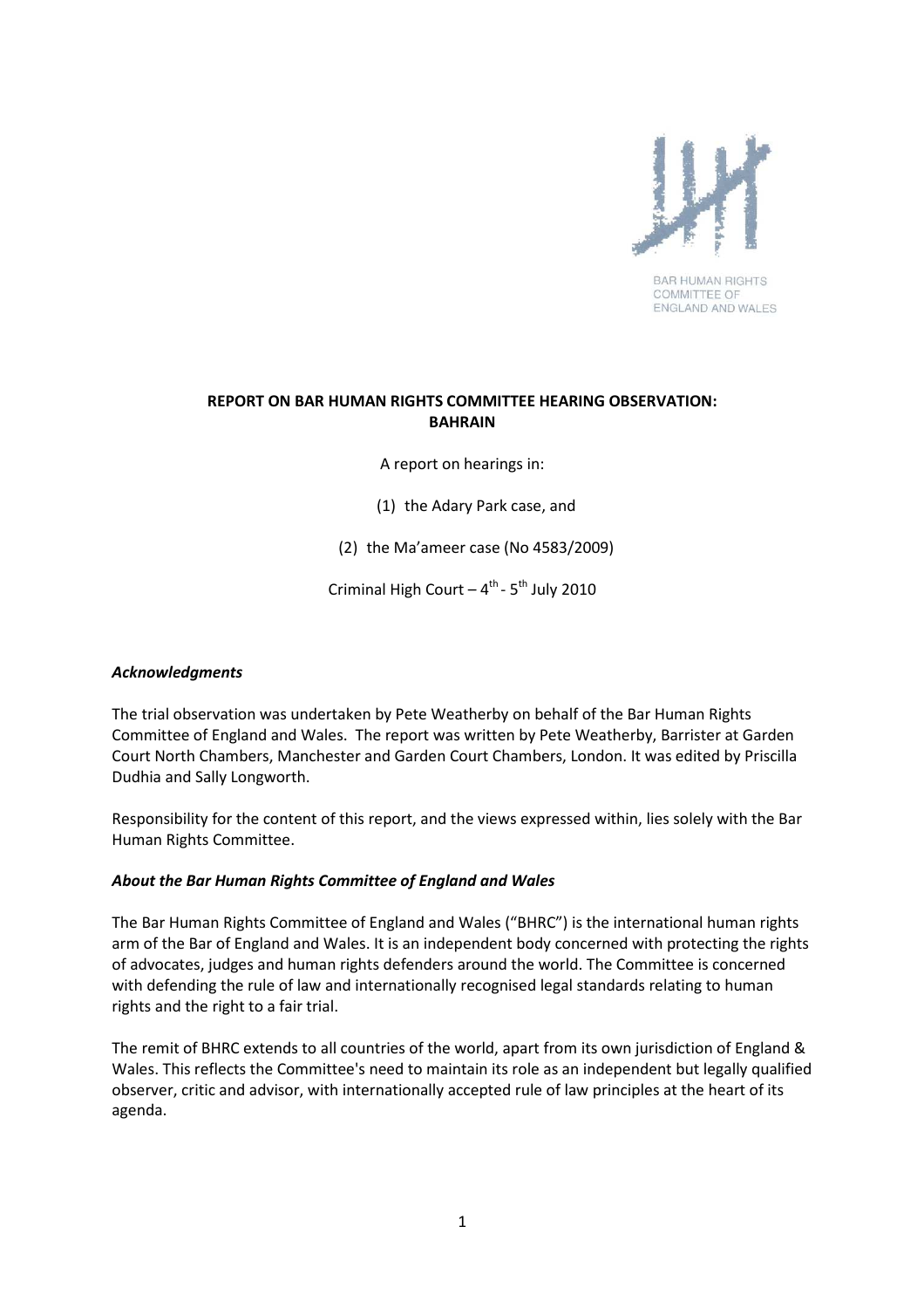BAR HUMAN RIGHTS COMMITTEE OF ENGLAND AND WALES

# REPORT ON BAR HUMAN RIGHTS COMMITTEE HEARING OBSERVATION: BAHRAIN

A report on hearings in:

(1) the Adary Park case, and

(2) the Ma'ameer case (No 4583/2009)

Criminal High Court – 4th - 5th July 2010

### *Acknowledgments*

The trial observation was undertaken by Pete Weatherby on behalf of the Bar Human Rights Committee of England and Wales. The report was written by Pete Weatherby, Barrister at Garden Court North Chambers, Manchester and Garden Court Chambers, London. It was edited by Priscilla Dudhia and Sally Longworth.

Responsibility for the content of this report, and the views expressed within, lies solely with the Bar Human Rights Committee.

### *About the Bar Human Rights Committee of England and Wales*

The Bar Human Rights Committee of England and Wales ("BHRC") is the international human rights arm of the Bar of England and Wales. It is an independent body concerned with protecting the rights of advocates, judges and human rights defenders around the world. The Committee is concerned with defending the rule of law and internationally recognised legal standards relating to human rights and the right to a fair trial.

The remit of BHRC extends to all countries of the world, apart from its own jurisdiction of England & Wales. This reflects the Committee's need to maintain its role as an independent but legally qualified observer, critic and advisor, with internationally accepted rule of law principles at the heart of its agenda.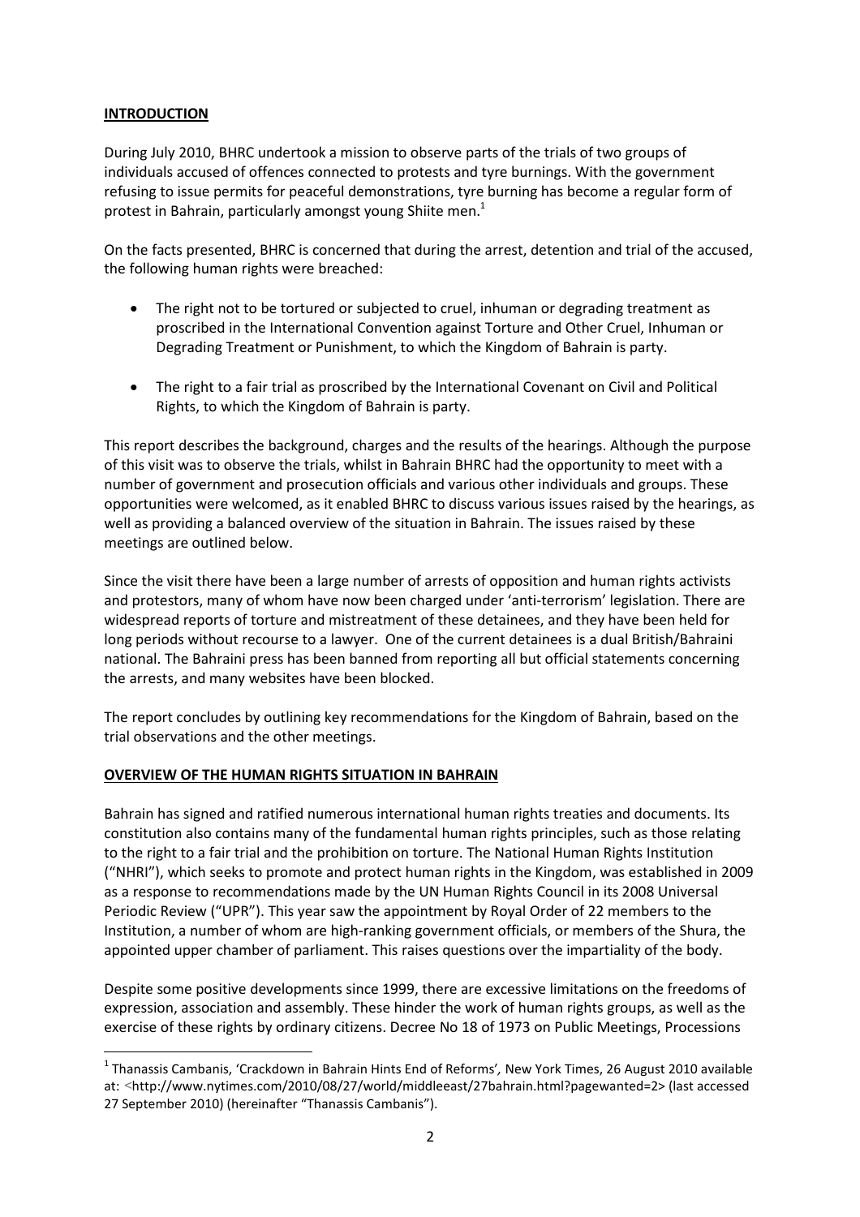## INTRODUCTION

During July 2010, BHRC undertook a mission to observe parts of the trials of two groups of individuals accused of offences connected to protests and tyre burnings. With the government refusing to issue permits for peaceful demonstrations, tyre burning has become a regular form of protest in Bahrain, particularly amongst young Shiite men.[1]

On the facts presented, BHRC is concerned that during the arrest, detention and trial of the accused, the following human rights were breached:

- The right not to be tortured or subjected to cruel, inhuman or degrading treatment as proscribed in the International Convention against Torture and Other Cruel, Inhuman or Degrading Treatment or Punishment, to which the Kingdom of Bahrain is party.
- The right to a fair trial as proscribed by the International Covenant on Civil and Political Rights, to which the Kingdom of Bahrain is party.

This report describes the background, charges and the results of the hearings. Although the purpose of this visit was to observe the trials, whilst in Bahrain BHRC had the opportunity to meet with a number of government and prosecution officials and various other individuals and groups. These opportunities were welcomed, as it enabled BHRC to discuss various issues raised by the hearings, as well as providing a balanced overview of the situation in Bahrain. The issues raised by these meetings are outlined below.

Since the visit there have been a large number of arrests of opposition and human rights activists and protestors, many of whom have now been charged under 'anti-terrorism' legislation. There are widespread reports of torture and mistreatment of these detainees, and they have been held for long periods without recourse to a lawyer. One of the current detainees is a dual British/Bahraini national. The Bahraini press has been banned from reporting all but official statements concerning the arrests, and many websites have been blocked.

The report concludes by outlining key recommendations for the Kingdom of Bahrain, based on the trial observations and the other meetings.

## OVERVIEW OF THE HUMAN RIGHTS SITUATION IN BAHRAIN

Bahrain has signed and ratified numerous international human rights treaties and documents. Its constitution also contains many of the fundamental human rights principles, such as those relating to the right to a fair trial and the prohibition on torture. The National Human Rights Institution ("NHRI"), which seeks to promote and protect human rights in the Kingdom, was established in 2009 as a response to recommendations made by the UN Human Rights Council in its 2008 Universal Periodic Review ("UPR"). This year saw the appointment by Royal Order of 22 members to the Institution, a number of whom are high-ranking government officials, or members of the Shura, the appointed upper chamber of parliament. This raises questions over the impartiality of the body.

Despite some positive developments since 1999, there are excessive limitations on the freedoms of expression, association and assembly. These hinder the work of human rights groups, as well as the exercise of these rights by ordinary citizens. Decree No 18 of 1973 on Public Meetings, Processions

---

[1] Thanassis Cambanis, 'Crackdown in Bahrain Hints End of Reforms', New York Times, 26 August 2010 available at: <http://www.nytimes.com/2010/08/27/world/middleeast/27bahrain.html?pagewanted=2> (last accessed 27 September 2010) (hereinafter "Thanassis Cambanis").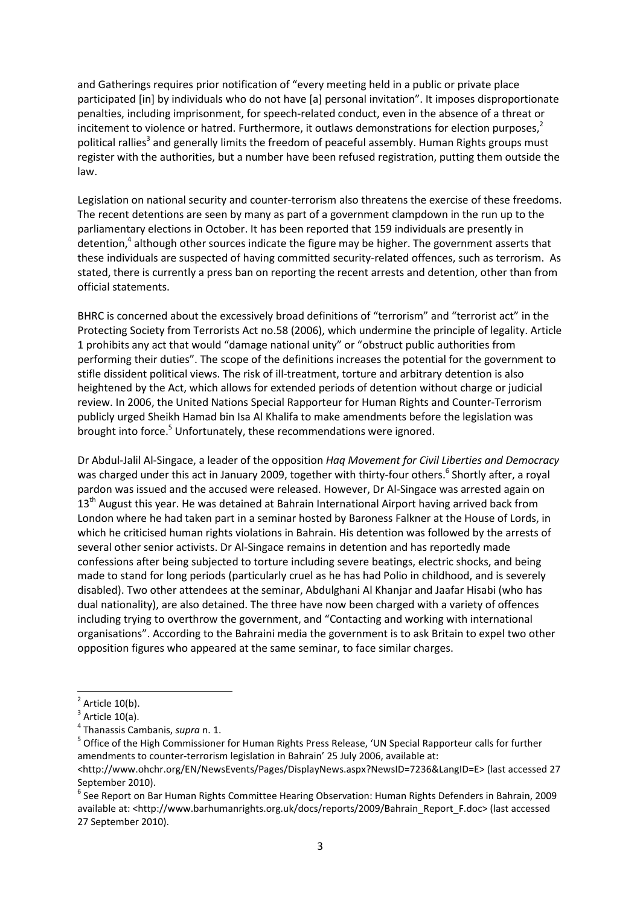and Gatherings requires prior notification of "every meeting held in a public or private place participated [in] by individuals who do not have [a] personal invitation". It imposes disproportionate penalties, including imprisonment, for speech-related conduct, even in the absence of a threat or incitement to violence or hatred. Furthermore, it outlaws demonstrations for election purposes,[2] political rallies[3] and generally limits the freedom of peaceful assembly. Human Rights groups must register with the authorities, but a number have been refused registration, putting them outside the law.

Legislation on national security and counter-terrorism also threatens the exercise of these freedoms. The recent detentions are seen by many as part of a government clampdown in the run up to the parliamentary elections in October. It has been reported that 159 individuals are presently in detention,[4] although other sources indicate the figure may be higher. The government asserts that these individuals are suspected of having committed security-related offences, such as terrorism. As stated, there is currently a press ban on reporting the recent arrests and detention, other than from official statements.

BHRC is concerned about the excessively broad definitions of "terrorism" and "terrorist act" in the Protecting Society from Terrorists Act no.58 (2006), which undermine the principle of legality. Article 1 prohibits any act that would "damage national unity" or "obstruct public authorities from performing their duties". The scope of the definitions increases the potential for the government to stifle dissident political views. The risk of ill-treatment, torture and arbitrary detention is also heightened by the Act, which allows for extended periods of detention without charge or judicial review. In 2006, the United Nations Special Rapporteur for Human Rights and Counter-Terrorism publicly urged Sheikh Hamad bin Isa Al Khalifa to make amendments before the legislation was brought into force.[5] Unfortunately, these recommendations were ignored.

Dr Abdul-Jalil Al-Singace, a leader of the opposition *Haq Movement for Civil Liberties and Democracy* was charged under this act in January 2009, together with thirty-four others.[6] Shortly after, a royal pardon was issued and the accused were released. However, Dr Al-Singace was arrested again on 13th August this year. He was detained at Bahrain International Airport having arrived back from London where he had taken part in a seminar hosted by Baroness Falkner at the House of Lords, in which he criticised human rights violations in Bahrain. His detention was followed by the arrests of several other senior activists. Dr Al-Singace remains in detention and has reportedly made confessions after being subjected to torture including severe beatings, electric shocks, and being made to stand for long periods (particularly cruel as he has had Polio in childhood, and is severely disabled). Two other attendees at the seminar, Abdulghani Al Khanjar and Jaafar Hisabi (who has dual nationality), are also detained. The three have now been charged with a variety of offences including trying to overthrow the government, and "Contacting and working with international organisations". According to the Bahraini media the government is to ask Britain to expel two other opposition figures who appeared at the same seminar, to face similar charges.

---

[2] Article 10(b).

[3] Article 10(a).

[4] Thanassis Cambanis, *supra* n. 1.

[5] Office of the High Commissioner for Human Rights Press Release, 'UN Special Rapporteur calls for further amendments to counter-terrorism legislation in Bahrain' 25 July 2006, available at: <http://www.ohchr.org/EN/NewsEvents/Pages/DisplayNews.aspx?NewsID=7236&LangID=E> (last accessed 27 September 2010).

[6] See Report on Bar Human Rights Committee Hearing Observation: Human Rights Defenders in Bahrain, 2009 available at: <http://www.barhumanrights.org.uk/docs/reports/2009/Bahrain_Report_F.doc> (last accessed 27 September 2010).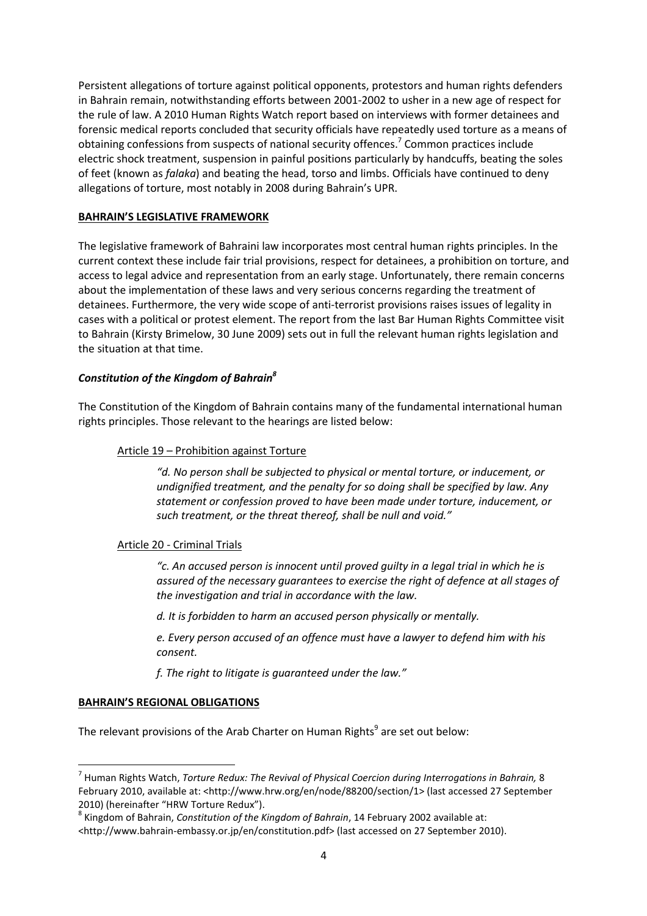Persistent allegations of torture against political opponents, protestors and human rights defenders in Bahrain remain, notwithstanding efforts between 2001-2002 to usher in a new age of respect for the rule of law. A 2010 Human Rights Watch report based on interviews with former detainees and forensic medical reports concluded that security officials have repeatedly used torture as a means of obtaining confessions from suspects of national security offences.[7] Common practices include electric shock treatment, suspension in painful positions particularly by handcuffs, beating the soles of feet (known as *falaka*) and beating the head, torso and limbs. Officials have continued to deny allegations of torture, most notably in 2008 during Bahrain's UPR.

## BAHRAIN'S LEGISLATIVE FRAMEWORK

The legislative framework of Bahraini law incorporates most central human rights principles. In the current context these include fair trial provisions, respect for detainees, a prohibition on torture, and access to legal advice and representation from an early stage. Unfortunately, there remain concerns about the implementation of these laws and very serious concerns regarding the treatment of detainees. Furthermore, the very wide scope of anti-terrorist provisions raises issues of legality in cases with a political or protest element. The report from the last Bar Human Rights Committee visit to Bahrain (Kirsty Brimelow, 30 June 2009) sets out in full the relevant human rights legislation and the situation at that time.

### *Constitution of the Kingdom of Bahrain*[8]

The Constitution of the Kingdom of Bahrain contains many of the fundamental international human rights principles. Those relevant to the hearings are listed below:

Article 19 – Prohibition against Torture

> *"d. No person shall be subjected to physical or mental torture, or inducement, or undignified treatment, and the penalty for so doing shall be specified by law. Any statement or confession proved to have been made under torture, inducement, or such treatment, or the threat thereof, shall be null and void."*

Article 20 - Criminal Trials

> *"c. An accused person is innocent until proved guilty in a legal trial in which he is assured of the necessary guarantees to exercise the right of defence at all stages of the investigation and trial in accordance with the law.*
>
> *d. It is forbidden to harm an accused person physically or mentally.*
>
> *e. Every person accused of an offence must have a lawyer to defend him with his consent.*
>
> *f. The right to litigate is guaranteed under the law."*

## BAHRAIN'S REGIONAL OBLIGATIONS

The relevant provisions of the Arab Charter on Human Rights[9] are set out below:

---

[7] Human Rights Watch, *Torture Redux: The Revival of Physical Coercion during Interrogations in Bahrain,* 8 February 2010, available at: <http://www.hrw.org/en/node/88200/section/1> (last accessed 27 September 2010) (hereinafter "HRW Torture Redux").

[8] Kingdom of Bahrain, *Constitution of the Kingdom of Bahrain*, 14 February 2002 available at: <http://www.bahrain-embassy.or.jp/en/constitution.pdf> (last accessed on 27 September 2010).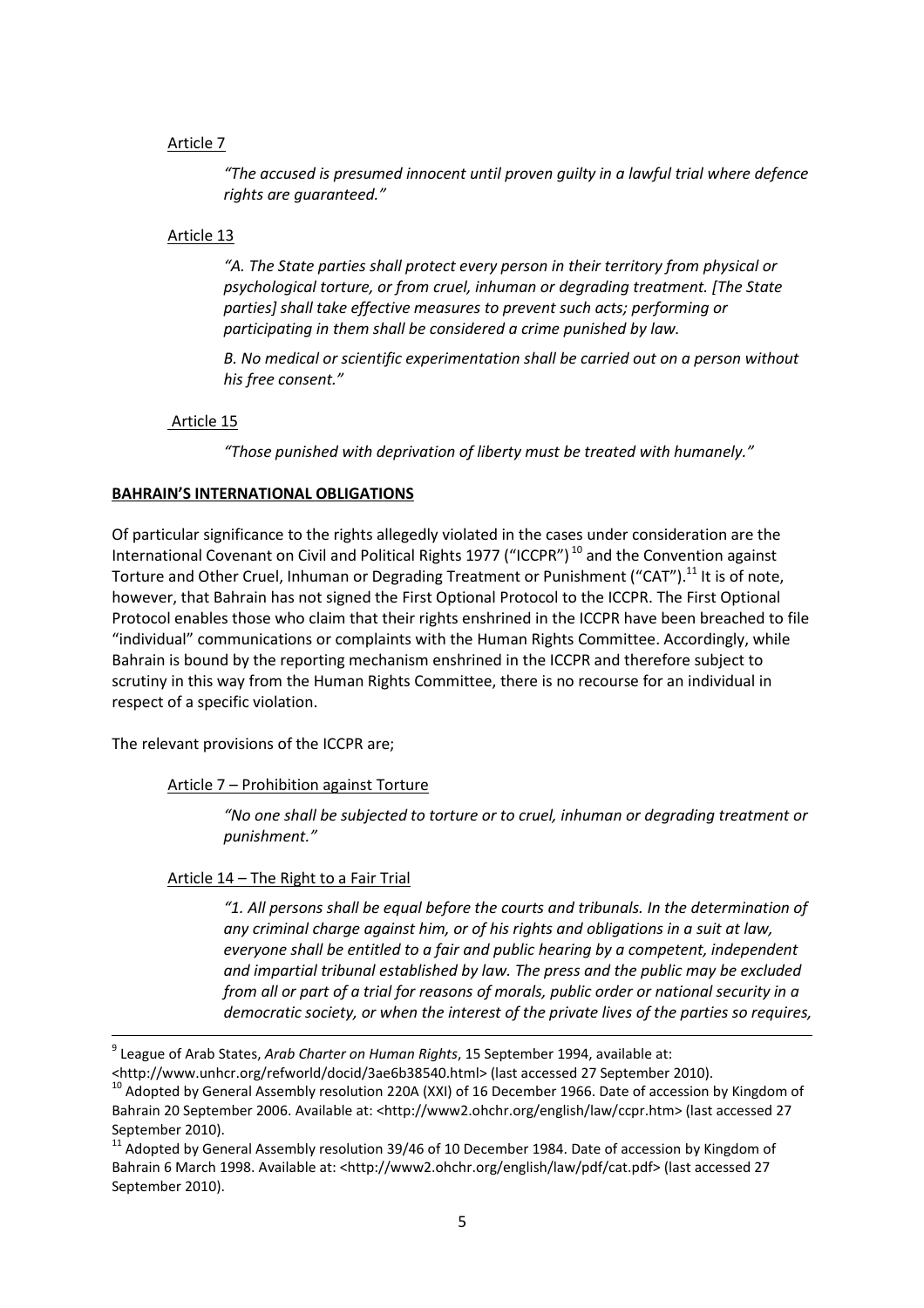Article 7

> *"The accused is presumed innocent until proven guilty in a lawful trial where defence rights are guaranteed."*

Article 13

> *"A. The State parties shall protect every person in their territory from physical or psychological torture, or from cruel, inhuman or degrading treatment. [The State parties] shall take effective measures to prevent such acts; performing or participating in them shall be considered a crime punished by law.*
>
> *B. No medical or scientific experimentation shall be carried out on a person without his free consent."*

Article 15

> *"Those punished with deprivation of liberty must be treated with humanely."*

**BAHRAIN'S INTERNATIONAL OBLIGATIONS**

Of particular significance to the rights allegedly violated in the cases under consideration are the International Covenant on Civil and Political Rights 1977 ("ICCPR")[10] and the Convention against Torture and Other Cruel, Inhuman or Degrading Treatment or Punishment ("CAT").[11] It is of note, however, that Bahrain has not signed the First Optional Protocol to the ICCPR. The First Optional Protocol enables those who claim that their rights enshrined in the ICCPR have been breached to file "individual" communications or complaints with the Human Rights Committee. Accordingly, while Bahrain is bound by the reporting mechanism enshrined in the ICCPR and therefore subject to scrutiny in this way from the Human Rights Committee, there is no recourse for an individual in respect of a specific violation.

The relevant provisions of the ICCPR are;

Article 7 – Prohibition against Torture

> *"No one shall be subjected to torture or to cruel, inhuman or degrading treatment or punishment."*

Article 14 – The Right to a Fair Trial

> *"1. All persons shall be equal before the courts and tribunals. In the determination of any criminal charge against him, or of his rights and obligations in a suit at law, everyone shall be entitled to a fair and public hearing by a competent, independent and impartial tribunal established by law. The press and the public may be excluded from all or part of a trial for reasons of morals, public order or national security in a democratic society, or when the interest of the private lives of the parties so requires,*

---

[9] League of Arab States, *Arab Charter on Human Rights*, 15 September 1994, available at: <http://www.unhcr.org/refworld/docid/3ae6b38540.html> (last accessed 27 September 2010).

[10] Adopted by General Assembly resolution 220A (XXI) of 16 December 1966. Date of accession by Kingdom of Bahrain 20 September 2006. Available at: <http://www2.ohchr.org/english/law/ccpr.htm> (last accessed 27 September 2010).

[11] Adopted by General Assembly resolution 39/46 of 10 December 1984. Date of accession by Kingdom of Bahrain 6 March 1998. Available at: <http://www2.ohchr.org/english/law/pdf/cat.pdf> (last accessed 27 September 2010).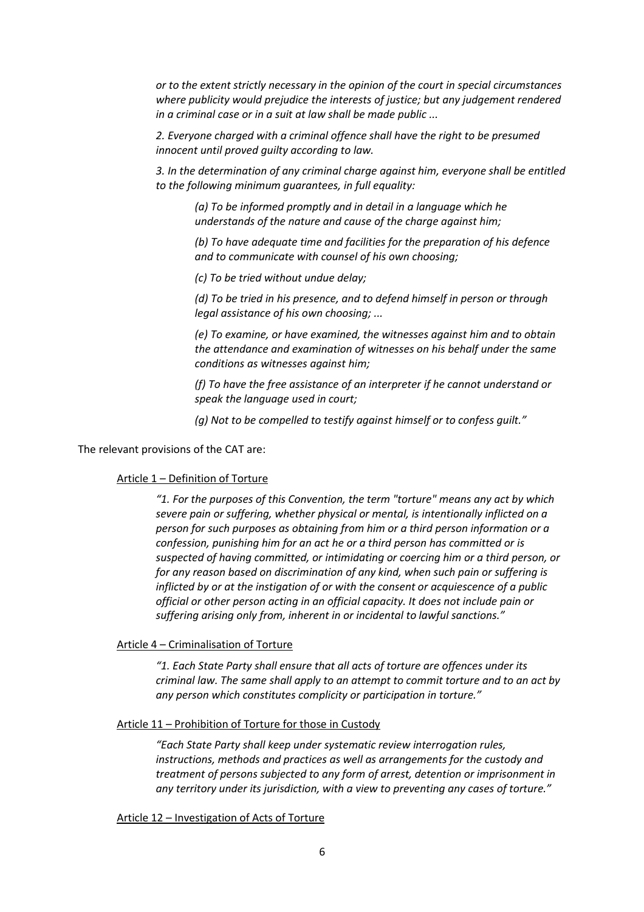*or to the extent strictly necessary in the opinion of the court in special circumstances where publicity would prejudice the interests of justice; but any judgement rendered in a criminal case or in a suit at law shall be made public ...*

*2. Everyone charged with a criminal offence shall have the right to be presumed innocent until proved guilty according to law.*

*3. In the determination of any criminal charge against him, everyone shall be entitled to the following minimum guarantees, in full equality:*

*(a) To be informed promptly and in detail in a language which he understands of the nature and cause of the charge against him;*

*(b) To have adequate time and facilities for the preparation of his defence and to communicate with counsel of his own choosing;*

*(c) To be tried without undue delay;*

*(d) To be tried in his presence, and to defend himself in person or through legal assistance of his own choosing; ...*

*(e) To examine, or have examined, the witnesses against him and to obtain the attendance and examination of witnesses on his behalf under the same conditions as witnesses against him;*

*(f) To have the free assistance of an interpreter if he cannot understand or speak the language used in court;*

*(g) Not to be compelled to testify against himself or to confess guilt."*

The relevant provisions of the CAT are:

<u>Article 1 – Definition of Torture</u>

*"1. For the purposes of this Convention, the term "torture" means any act by which severe pain or suffering, whether physical or mental, is intentionally inflicted on a person for such purposes as obtaining from him or a third person information or a confession, punishing him for an act he or a third person has committed or is suspected of having committed, or intimidating or coercing him or a third person, or for any reason based on discrimination of any kind, when such pain or suffering is inflicted by or at the instigation of or with the consent or acquiescence of a public official or other person acting in an official capacity. It does not include pain or suffering arising only from, inherent in or incidental to lawful sanctions."*

<u>Article 4 – Criminalisation of Torture</u>

*"1. Each State Party shall ensure that all acts of torture are offences under its criminal law. The same shall apply to an attempt to commit torture and to an act by any person which constitutes complicity or participation in torture."*

<u>Article 11 – Prohibition of Torture for those in Custody</u>

*"Each State Party shall keep under systematic review interrogation rules, instructions, methods and practices as well as arrangements for the custody and treatment of persons subjected to any form of arrest, detention or imprisonment in any territory under its jurisdiction, with a view to preventing any cases of torture."*

<u>Article 12 – Investigation of Acts of Torture</u>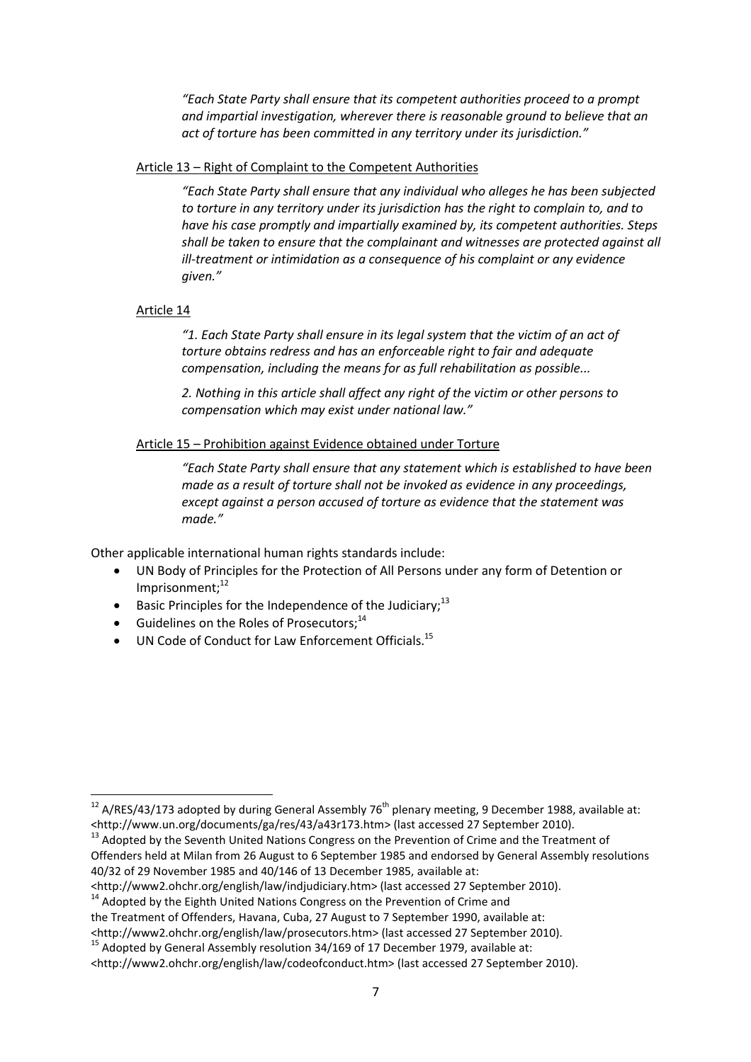*"Each State Party shall ensure that its competent authorities proceed to a prompt and impartial investigation, wherever there is reasonable ground to believe that an act of torture has been committed in any territory under its jurisdiction."*

<u>Article 13 – Right of Complaint to the Competent Authorities</u>

*"Each State Party shall ensure that any individual who alleges he has been subjected to torture in any territory under its jurisdiction has the right to complain to, and to have his case promptly and impartially examined by, its competent authorities. Steps shall be taken to ensure that the complainant and witnesses are protected against all ill-treatment or intimidation as a consequence of his complaint or any evidence given."*

<u>Article 14</u>

*"1. Each State Party shall ensure in its legal system that the victim of an act of torture obtains redress and has an enforceable right to fair and adequate compensation, including the means for as full rehabilitation as possible...*

*2. Nothing in this article shall affect any right of the victim or other persons to compensation which may exist under national law."*

<u>Article 15 – Prohibition against Evidence obtained under Torture</u>

*"Each State Party shall ensure that any statement which is established to have been made as a result of torture shall not be invoked as evidence in any proceedings, except against a person accused of torture as evidence that the statement was made."*

Other applicable international human rights standards include:

- UN Body of Principles for the Protection of All Persons under any form of Detention or Imprisonment;[12]
- Basic Principles for the Independence of the Judiciary;[13]
- Guidelines on the Roles of Prosecutors;[14]
- UN Code of Conduct for Law Enforcement Officials.[15]

---

[12] A/RES/43/173 adopted by during General Assembly 76th plenary meeting, 9 December 1988, available at: <http://www.un.org/documents/ga/res/43/a43r173.htm> (last accessed 27 September 2010).

[13] Adopted by the Seventh United Nations Congress on the Prevention of Crime and the Treatment of Offenders held at Milan from 26 August to 6 September 1985 and endorsed by General Assembly resolutions 40/32 of 29 November 1985 and 40/146 of 13 December 1985, available at: <http://www2.ohchr.org/english/law/indjudiciary.htm> (last accessed 27 September 2010).

[14] Adopted by the Eighth United Nations Congress on the Prevention of Crime and the Treatment of Offenders, Havana, Cuba, 27 August to 7 September 1990, available at: <http://www2.ohchr.org/english/law/prosecutors.htm> (last accessed 27 September 2010).

[15] Adopted by General Assembly resolution 34/169 of 17 December 1979, available at: <http://www2.ohchr.org/english/law/codeofconduct.htm> (last accessed 27 September 2010).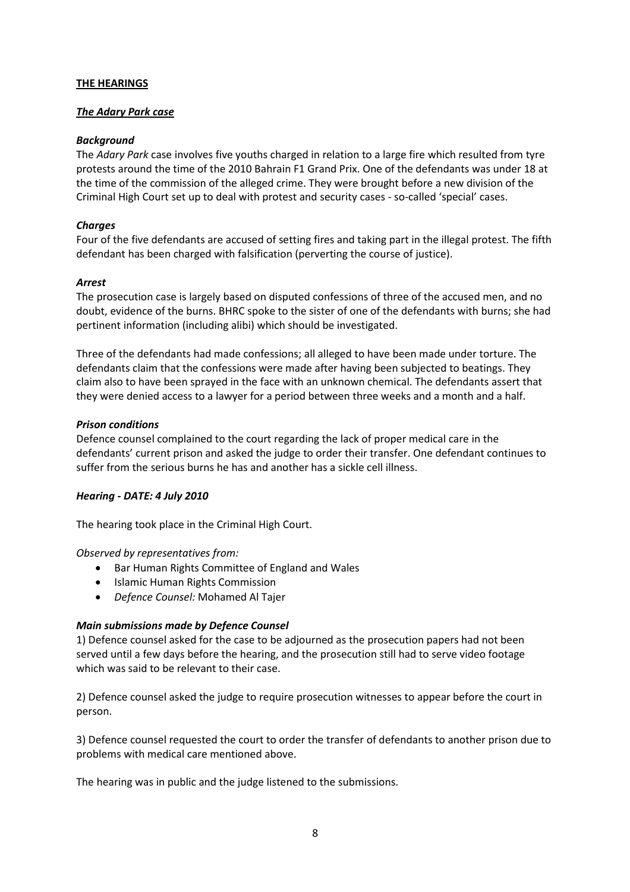## THE HEARINGS

### *The Adary Park case*

#### *Background*

The *Adary Park* case involves five youths charged in relation to a large fire which resulted from tyre protests around the time of the 2010 Bahrain F1 Grand Prix. One of the defendants was under 18 at the time of the commission of the alleged crime. They were brought before a new division of the Criminal High Court set up to deal with protest and security cases - so-called 'special' cases.

#### *Charges*

Four of the five defendants are accused of setting fires and taking part in the illegal protest. The fifth defendant has been charged with falsification (perverting the course of justice).

#### *Arrest*

The prosecution case is largely based on disputed confessions of three of the accused men, and no doubt, evidence of the burns. BHRC spoke to the sister of one of the defendants with burns; she had pertinent information (including alibi) which should be investigated.

Three of the defendants had made confessions; all alleged to have been made under torture. The defendants claim that the confessions were made after having been subjected to beatings. They claim also to have been sprayed in the face with an unknown chemical. The defendants assert that they were denied access to a lawyer for a period between three weeks and a month and a half.

#### *Prison conditions*

Defence counsel complained to the court regarding the lack of proper medical care in the defendants' current prison and asked the judge to order their transfer. One defendant continues to suffer from the serious burns he has and another has a sickle cell illness.

#### *Hearing - DATE: 4 July 2010*

The hearing took place in the Criminal High Court.

*Observed by representatives from:*

- Bar Human Rights Committee of England and Wales
- Islamic Human Rights Commission
- *Defence Counsel:* Mohamed Al Tajer

#### *Main submissions made by Defence Counsel*

1) Defence counsel asked for the case to be adjourned as the prosecution papers had not been served until a few days before the hearing, and the prosecution still had to serve video footage which was said to be relevant to their case.

2) Defence counsel asked the judge to require prosecution witnesses to appear before the court in person.

3) Defence counsel requested the court to order the transfer of defendants to another prison due to problems with medical care mentioned above.

The hearing was in public and the judge listened to the submissions.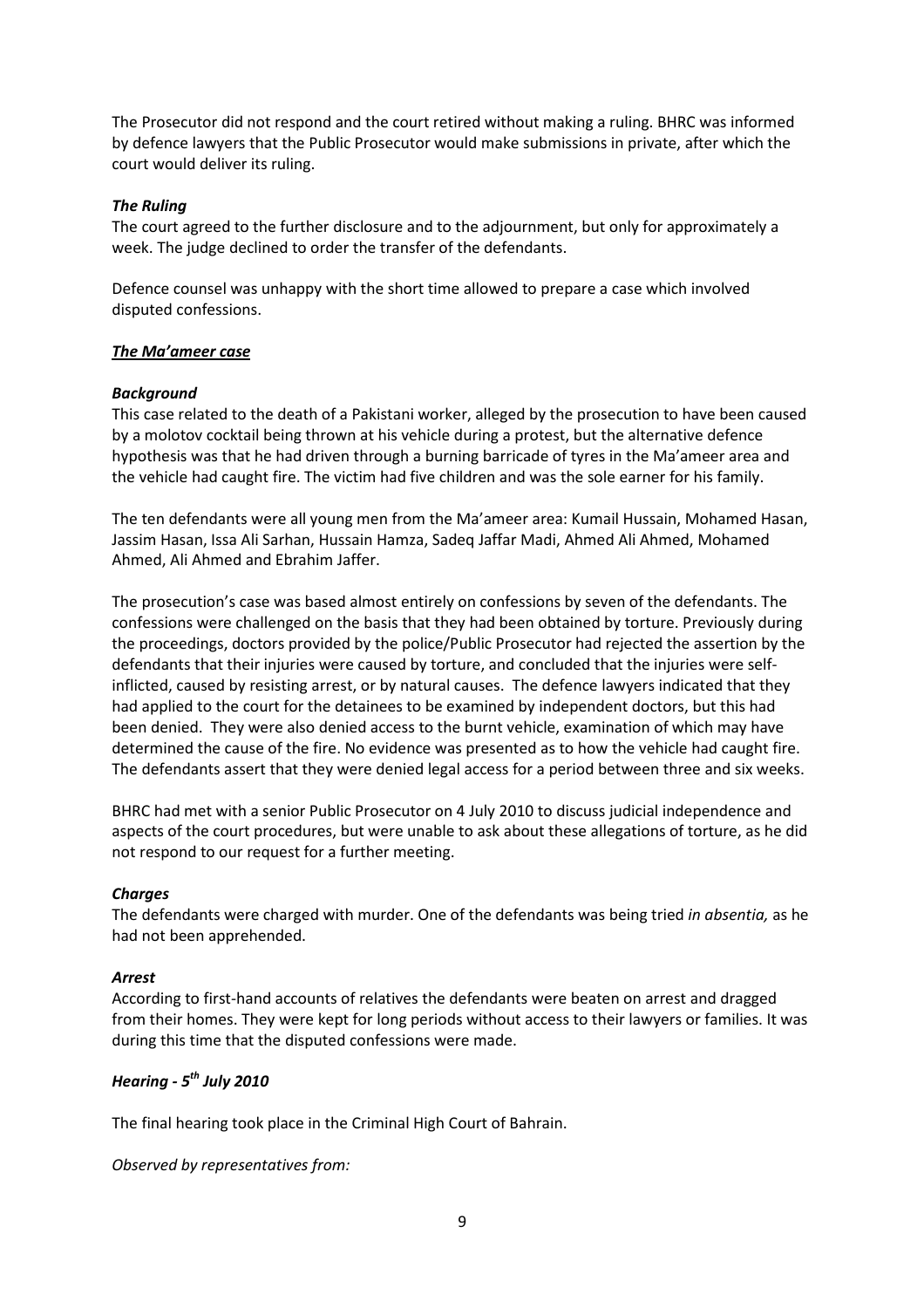The Prosecutor did not respond and the court retired without making a ruling. BHRC was informed by defence lawyers that the Public Prosecutor would make submissions in private, after which the court would deliver its ruling.

***The Ruling***

The court agreed to the further disclosure and to the adjournment, but only for approximately a week. The judge declined to order the transfer of the defendants.

Defence counsel was unhappy with the short time allowed to prepare a case which involved disputed confessions.

***<u>The Ma'ameer case</u>***

***Background***

This case related to the death of a Pakistani worker, alleged by the prosecution to have been caused by a molotov cocktail being thrown at his vehicle during a protest, but the alternative defence hypothesis was that he had driven through a burning barricade of tyres in the Ma'ameer area and the vehicle had caught fire. The victim had five children and was the sole earner for his family.

The ten defendants were all young men from the Ma'ameer area: Kumail Hussain, Mohamed Hasan, Jassim Hasan, Issa Ali Sarhan, Hussain Hamza, Sadeq Jaffar Madi, Ahmed Ali Ahmed, Mohamed Ahmed, Ali Ahmed and Ebrahim Jaffer.

The prosecution's case was based almost entirely on confessions by seven of the defendants. The confessions were challenged on the basis that they had been obtained by torture. Previously during the proceedings, doctors provided by the police/Public Prosecutor had rejected the assertion by the defendants that their injuries were caused by torture, and concluded that the injuries were self-inflicted, caused by resisting arrest, or by natural causes. The defence lawyers indicated that they had applied to the court for the detainees to be examined by independent doctors, but this had been denied. They were also denied access to the burnt vehicle, examination of which may have determined the cause of the fire. No evidence was presented as to how the vehicle had caught fire. The defendants assert that they were denied legal access for a period between three and six weeks.

BHRC had met with a senior Public Prosecutor on 4 July 2010 to discuss judicial independence and aspects of the court procedures, but were unable to ask about these allegations of torture, as he did not respond to our request for a further meeting.

***Charges***

The defendants were charged with murder. One of the defendants was being tried *in absentia,* as he had not been apprehended.

***Arrest***

According to first-hand accounts of relatives the defendants were beaten on arrest and dragged from their homes. They were kept for long periods without access to their lawyers or families. It was during this time that the disputed confessions were made.

***Hearing - 5th July 2010***

The final hearing took place in the Criminal High Court of Bahrain.

*Observed by representatives from:*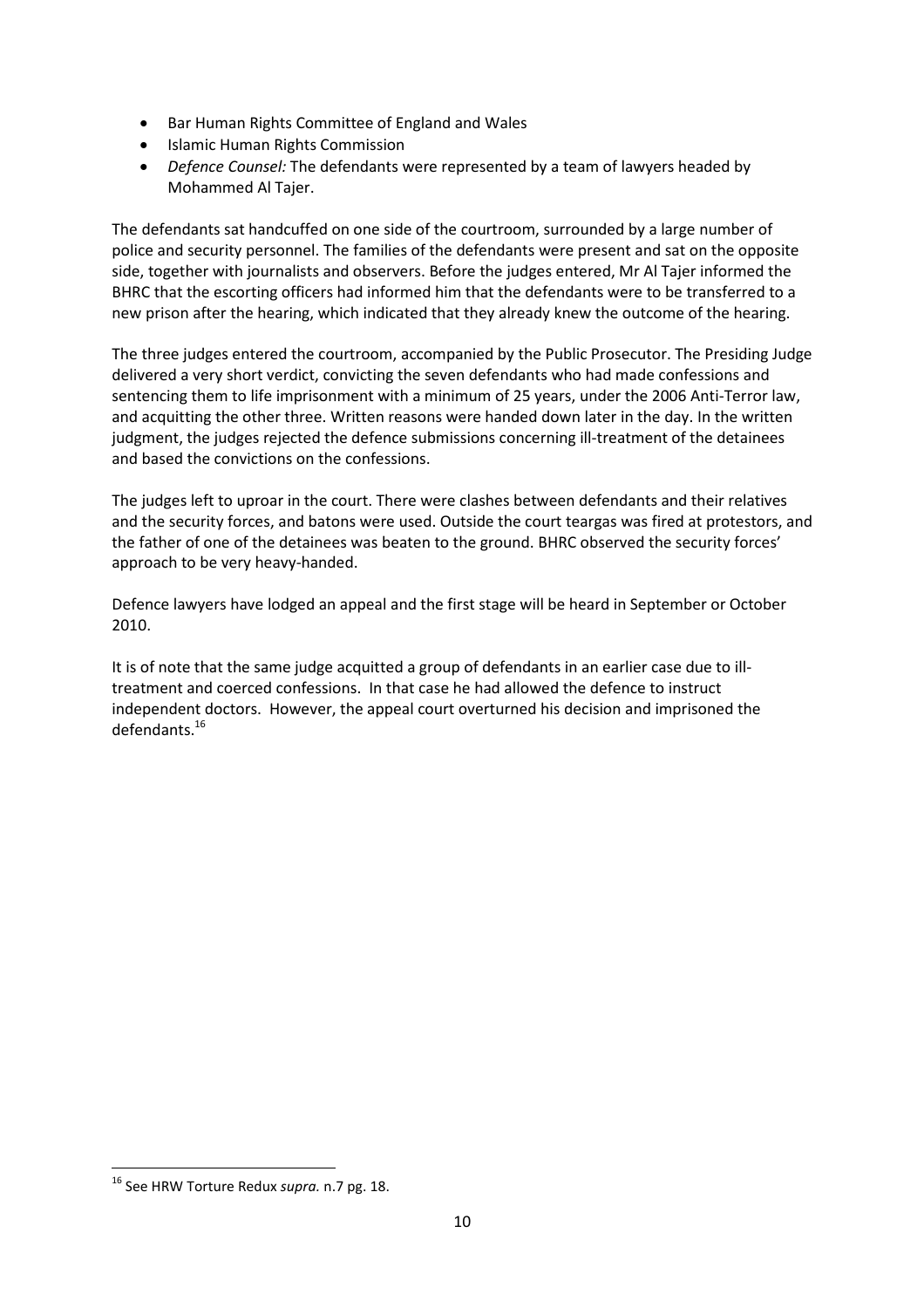- Bar Human Rights Committee of England and Wales
- Islamic Human Rights Commission
- *Defence Counsel:* The defendants were represented by a team of lawyers headed by Mohammed Al Tajer.

The defendants sat handcuffed on one side of the courtroom, surrounded by a large number of police and security personnel. The families of the defendants were present and sat on the opposite side, together with journalists and observers. Before the judges entered, Mr Al Tajer informed the BHRC that the escorting officers had informed him that the defendants were to be transferred to a new prison after the hearing, which indicated that they already knew the outcome of the hearing.

The three judges entered the courtroom, accompanied by the Public Prosecutor. The Presiding Judge delivered a very short verdict, convicting the seven defendants who had made confessions and sentencing them to life imprisonment with a minimum of 25 years, under the 2006 Anti-Terror law, and acquitting the other three. Written reasons were handed down later in the day. In the written judgment, the judges rejected the defence submissions concerning ill-treatment of the detainees and based the convictions on the confessions.

The judges left to uproar in the court. There were clashes between defendants and their relatives and the security forces, and batons were used. Outside the court teargas was fired at protestors, and the father of one of the detainees was beaten to the ground. BHRC observed the security forces' approach to be very heavy-handed.

Defence lawyers have lodged an appeal and the first stage will be heard in September or October 2010.

It is of note that the same judge acquitted a group of defendants in an earlier case due to ill-treatment and coerced confessions. In that case he had allowed the defence to instruct independent doctors. However, the appeal court overturned his decision and imprisoned the defendants.[16]

[16] See HRW Torture Redux *supra.* n.7 pg. 18.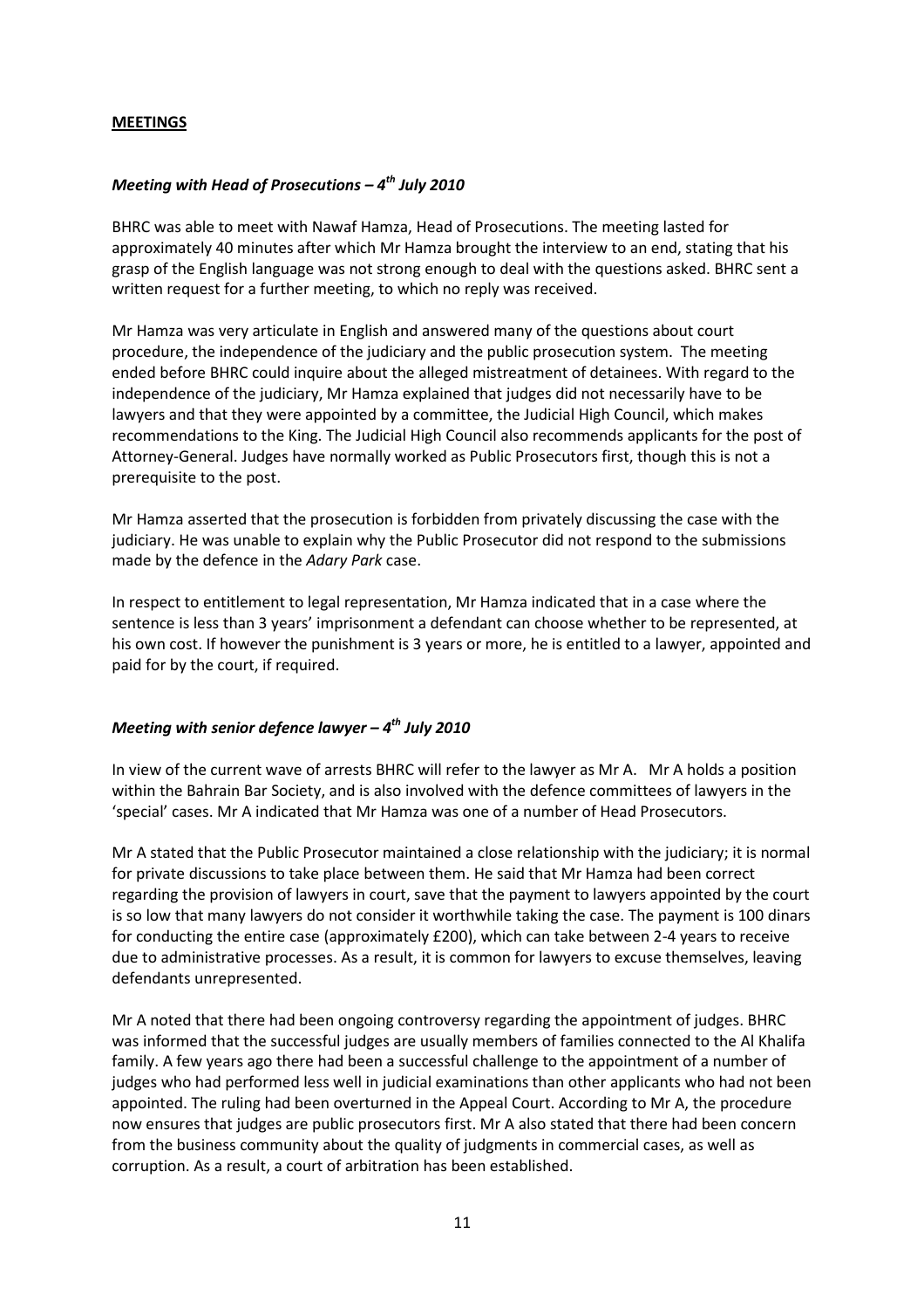## MEETINGS

### *Meeting with Head of Prosecutions – 4th July 2010*

BHRC was able to meet with Nawaf Hamza, Head of Prosecutions. The meeting lasted for approximately 40 minutes after which Mr Hamza brought the interview to an end, stating that his grasp of the English language was not strong enough to deal with the questions asked. BHRC sent a written request for a further meeting, to which no reply was received.

Mr Hamza was very articulate in English and answered many of the questions about court procedure, the independence of the judiciary and the public prosecution system. The meeting ended before BHRC could inquire about the alleged mistreatment of detainees. With regard to the independence of the judiciary, Mr Hamza explained that judges did not necessarily have to be lawyers and that they were appointed by a committee, the Judicial High Council, which makes recommendations to the King. The Judicial High Council also recommends applicants for the post of Attorney-General. Judges have normally worked as Public Prosecutors first, though this is not a prerequisite to the post.

Mr Hamza asserted that the prosecution is forbidden from privately discussing the case with the judiciary. He was unable to explain why the Public Prosecutor did not respond to the submissions made by the defence in the *Adary Park* case.

In respect to entitlement to legal representation, Mr Hamza indicated that in a case where the sentence is less than 3 years' imprisonment a defendant can choose whether to be represented, at his own cost. If however the punishment is 3 years or more, he is entitled to a lawyer, appointed and paid for by the court, if required.

### *Meeting with senior defence lawyer – 4th July 2010*

In view of the current wave of arrests BHRC will refer to the lawyer as Mr A. Mr A holds a position within the Bahrain Bar Society, and is also involved with the defence committees of lawyers in the 'special' cases. Mr A indicated that Mr Hamza was one of a number of Head Prosecutors.

Mr A stated that the Public Prosecutor maintained a close relationship with the judiciary; it is normal for private discussions to take place between them. He said that Mr Hamza had been correct regarding the provision of lawyers in court, save that the payment to lawyers appointed by the court is so low that many lawyers do not consider it worthwhile taking the case. The payment is 100 dinars for conducting the entire case (approximately £200), which can take between 2-4 years to receive due to administrative processes. As a result, it is common for lawyers to excuse themselves, leaving defendants unrepresented.

Mr A noted that there had been ongoing controversy regarding the appointment of judges. BHRC was informed that the successful judges are usually members of families connected to the Al Khalifa family. A few years ago there had been a successful challenge to the appointment of a number of judges who had performed less well in judicial examinations than other applicants who had not been appointed. The ruling had been overturned in the Appeal Court. According to Mr A, the procedure now ensures that judges are public prosecutors first. Mr A also stated that there had been concern from the business community about the quality of judgments in commercial cases, as well as corruption. As a result, a court of arbitration has been established.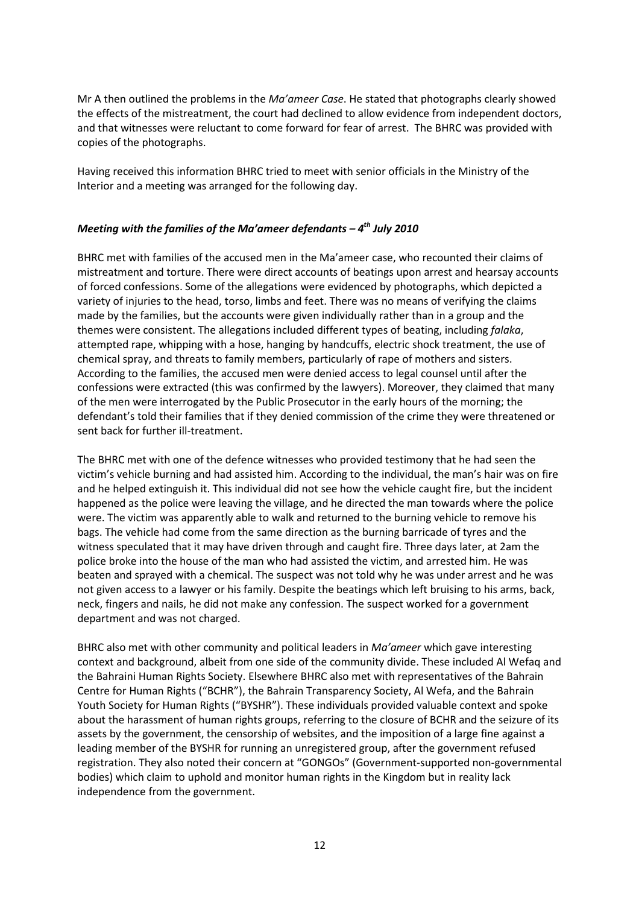Mr A then outlined the problems in the *Ma'ameer Case*. He stated that photographs clearly showed the effects of the mistreatment, the court had declined to allow evidence from independent doctors, and that witnesses were reluctant to come forward for fear of arrest. The BHRC was provided with copies of the photographs.

Having received this information BHRC tried to meet with senior officials in the Ministry of the Interior and a meeting was arranged for the following day.

### *Meeting with the families of the Ma'ameer defendants – 4th July 2010*

BHRC met with families of the accused men in the Ma'ameer case, who recounted their claims of mistreatment and torture. There were direct accounts of beatings upon arrest and hearsay accounts of forced confessions. Some of the allegations were evidenced by photographs, which depicted a variety of injuries to the head, torso, limbs and feet. There was no means of verifying the claims made by the families, but the accounts were given individually rather than in a group and the themes were consistent. The allegations included different types of beating, including *falaka*, attempted rape, whipping with a hose, hanging by handcuffs, electric shock treatment, the use of chemical spray, and threats to family members, particularly of rape of mothers and sisters. According to the families, the accused men were denied access to legal counsel until after the confessions were extracted (this was confirmed by the lawyers). Moreover, they claimed that many of the men were interrogated by the Public Prosecutor in the early hours of the morning; the defendant's told their families that if they denied commission of the crime they were threatened or sent back for further ill-treatment.

The BHRC met with one of the defence witnesses who provided testimony that he had seen the victim's vehicle burning and had assisted him. According to the individual, the man's hair was on fire and he helped extinguish it. This individual did not see how the vehicle caught fire, but the incident happened as the police were leaving the village, and he directed the man towards where the police were. The victim was apparently able to walk and returned to the burning vehicle to remove his bags. The vehicle had come from the same direction as the burning barricade of tyres and the witness speculated that it may have driven through and caught fire. Three days later, at 2am the police broke into the house of the man who had assisted the victim, and arrested him. He was beaten and sprayed with a chemical. The suspect was not told why he was under arrest and he was not given access to a lawyer or his family. Despite the beatings which left bruising to his arms, back, neck, fingers and nails, he did not make any confession. The suspect worked for a government department and was not charged.

BHRC also met with other community and political leaders in *Ma'ameer* which gave interesting context and background, albeit from one side of the community divide. These included Al Wefaq and the Bahraini Human Rights Society. Elsewhere BHRC also met with representatives of the Bahrain Centre for Human Rights ("BCHR"), the Bahrain Transparency Society, Al Wefa, and the Bahrain Youth Society for Human Rights ("BYSHR"). These individuals provided valuable context and spoke about the harassment of human rights groups, referring to the closure of BCHR and the seizure of its assets by the government, the censorship of websites, and the imposition of a large fine against a leading member of the BYSHR for running an unregistered group, after the government refused registration. They also noted their concern at "GONGOs" (Government-supported non-governmental bodies) which claim to uphold and monitor human rights in the Kingdom but in reality lack independence from the government.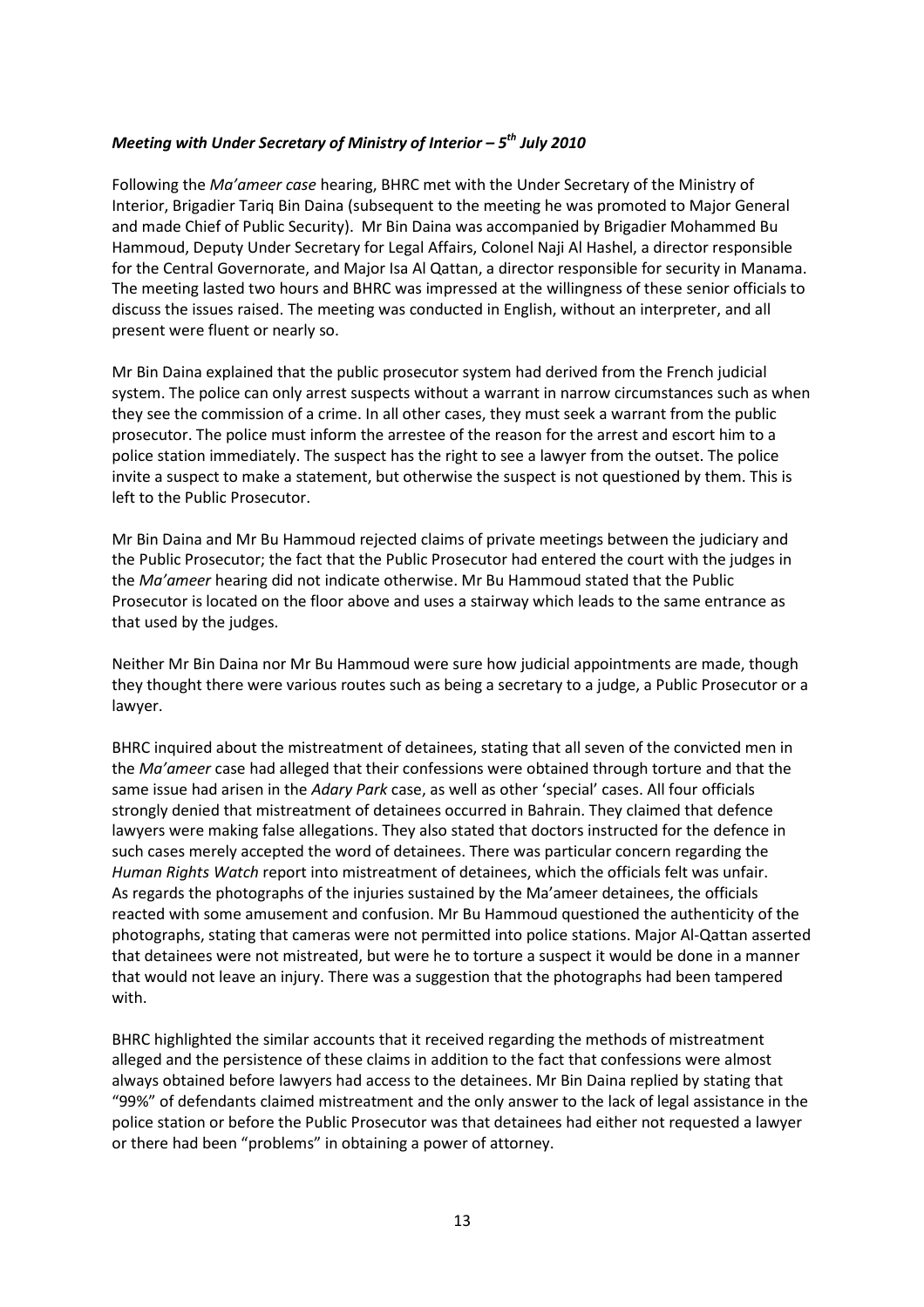### *Meeting with Under Secretary of Ministry of Interior – 5th July 2010*

Following the *Ma'ameer case* hearing, BHRC met with the Under Secretary of the Ministry of Interior, Brigadier Tariq Bin Daina (subsequent to the meeting he was promoted to Major General and made Chief of Public Security). Mr Bin Daina was accompanied by Brigadier Mohammed Bu Hammoud, Deputy Under Secretary for Legal Affairs, Colonel Naji Al Hashel, a director responsible for the Central Governorate, and Major Isa Al Qattan, a director responsible for security in Manama. The meeting lasted two hours and BHRC was impressed at the willingness of these senior officials to discuss the issues raised. The meeting was conducted in English, without an interpreter, and all present were fluent or nearly so.

Mr Bin Daina explained that the public prosecutor system had derived from the French judicial system. The police can only arrest suspects without a warrant in narrow circumstances such as when they see the commission of a crime. In all other cases, they must seek a warrant from the public prosecutor. The police must inform the arrestee of the reason for the arrest and escort him to a police station immediately. The suspect has the right to see a lawyer from the outset. The police invite a suspect to make a statement, but otherwise the suspect is not questioned by them. This is left to the Public Prosecutor.

Mr Bin Daina and Mr Bu Hammoud rejected claims of private meetings between the judiciary and the Public Prosecutor; the fact that the Public Prosecutor had entered the court with the judges in the *Ma'ameer* hearing did not indicate otherwise. Mr Bu Hammoud stated that the Public Prosecutor is located on the floor above and uses a stairway which leads to the same entrance as that used by the judges.

Neither Mr Bin Daina nor Mr Bu Hammoud were sure how judicial appointments are made, though they thought there were various routes such as being a secretary to a judge, a Public Prosecutor or a lawyer.

BHRC inquired about the mistreatment of detainees, stating that all seven of the convicted men in the *Ma'ameer* case had alleged that their confessions were obtained through torture and that the same issue had arisen in the *Adary Park* case, as well as other 'special' cases. All four officials strongly denied that mistreatment of detainees occurred in Bahrain. They claimed that defence lawyers were making false allegations. They also stated that doctors instructed for the defence in such cases merely accepted the word of detainees. There was particular concern regarding the *Human Rights Watch* report into mistreatment of detainees, which the officials felt was unfair. As regards the photographs of the injuries sustained by the Ma'ameer detainees, the officials reacted with some amusement and confusion. Mr Bu Hammoud questioned the authenticity of the photographs, stating that cameras were not permitted into police stations. Major Al-Qattan asserted that detainees were not mistreated, but were he to torture a suspect it would be done in a manner that would not leave an injury. There was a suggestion that the photographs had been tampered with.

BHRC highlighted the similar accounts that it received regarding the methods of mistreatment alleged and the persistence of these claims in addition to the fact that confessions were almost always obtained before lawyers had access to the detainees. Mr Bin Daina replied by stating that "99%" of defendants claimed mistreatment and the only answer to the lack of legal assistance in the police station or before the Public Prosecutor was that detainees had either not requested a lawyer or there had been "problems" in obtaining a power of attorney.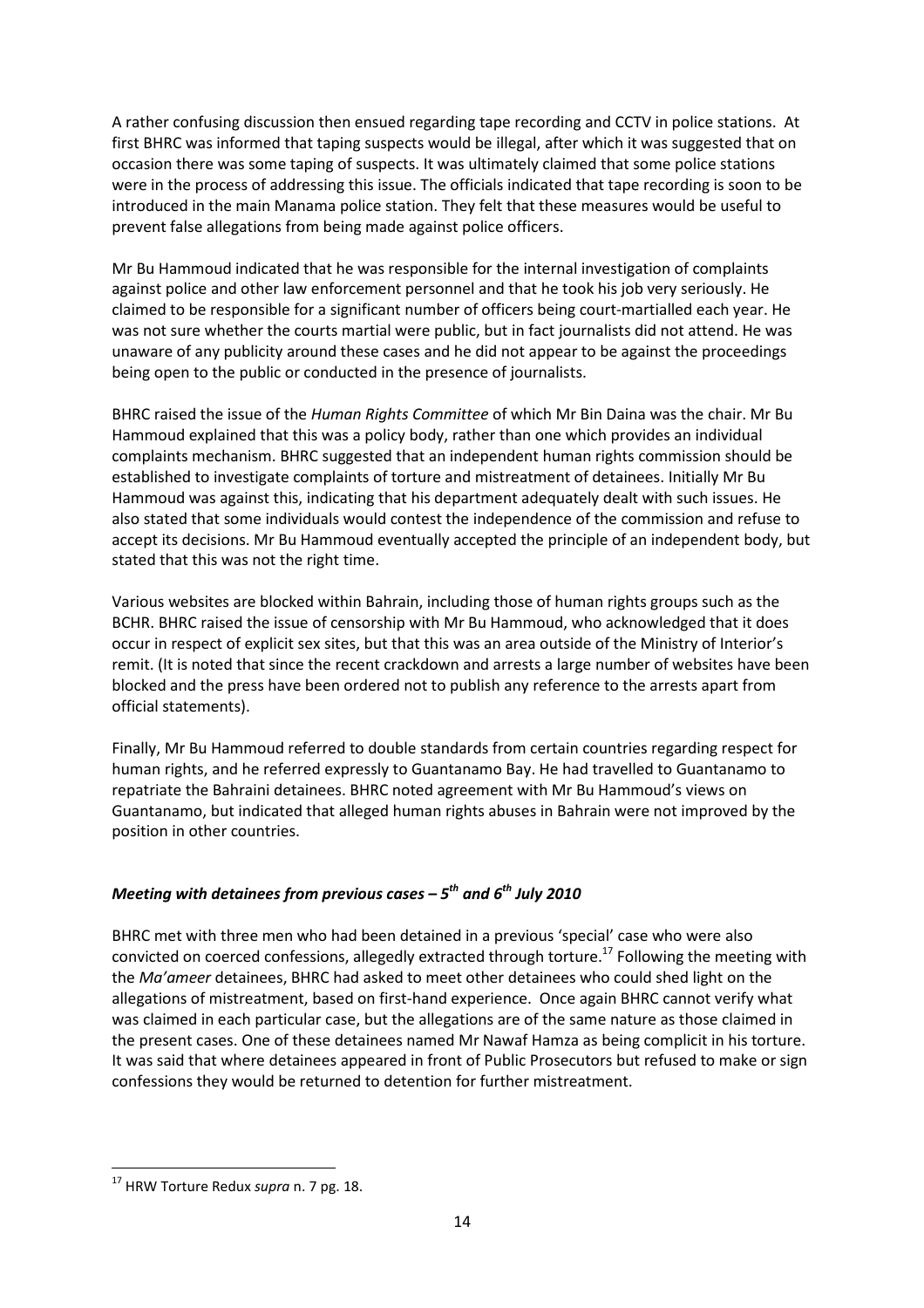A rather confusing discussion then ensued regarding tape recording and CCTV in police stations. At first BHRC was informed that taping suspects would be illegal, after which it was suggested that on occasion there was some taping of suspects. It was ultimately claimed that some police stations were in the process of addressing this issue. The officials indicated that tape recording is soon to be introduced in the main Manama police station. They felt that these measures would be useful to prevent false allegations from being made against police officers.

Mr Bu Hammoud indicated that he was responsible for the internal investigation of complaints against police and other law enforcement personnel and that he took his job very seriously. He claimed to be responsible for a significant number of officers being court-martialled each year. He was not sure whether the courts martial were public, but in fact journalists did not attend. He was unaware of any publicity around these cases and he did not appear to be against the proceedings being open to the public or conducted in the presence of journalists.

BHRC raised the issue of the *Human Rights Committee* of which Mr Bin Daina was the chair. Mr Bu Hammoud explained that this was a policy body, rather than one which provides an individual complaints mechanism. BHRC suggested that an independent human rights commission should be established to investigate complaints of torture and mistreatment of detainees. Initially Mr Bu Hammoud was against this, indicating that his department adequately dealt with such issues. He also stated that some individuals would contest the independence of the commission and refuse to accept its decisions. Mr Bu Hammoud eventually accepted the principle of an independent body, but stated that this was not the right time.

Various websites are blocked within Bahrain, including those of human rights groups such as the BCHR. BHRC raised the issue of censorship with Mr Bu Hammoud, who acknowledged that it does occur in respect of explicit sex sites, but that this was an area outside of the Ministry of Interior's remit. (It is noted that since the recent crackdown and arrests a large number of websites have been blocked and the press have been ordered not to publish any reference to the arrests apart from official statements).

Finally, Mr Bu Hammoud referred to double standards from certain countries regarding respect for human rights, and he referred expressly to Guantanamo Bay. He had travelled to Guantanamo to repatriate the Bahraini detainees. BHRC noted agreement with Mr Bu Hammoud's views on Guantanamo, but indicated that alleged human rights abuses in Bahrain were not improved by the position in other countries.

### *Meeting with detainees from previous cases – 5th and 6th July 2010*

BHRC met with three men who had been detained in a previous 'special' case who were also convicted on coerced confessions, allegedly extracted through torture.[17] Following the meeting with the *Ma'ameer* detainees, BHRC had asked to meet other detainees who could shed light on the allegations of mistreatment, based on first-hand experience. Once again BHRC cannot verify what was claimed in each particular case, but the allegations are of the same nature as those claimed in the present cases. One of these detainees named Mr Nawaf Hamza as being complicit in his torture. It was said that where detainees appeared in front of Public Prosecutors but refused to make or sign confessions they would be returned to detention for further mistreatment.

---

[17] HRW Torture Redux *supra* n. 7 pg. 18.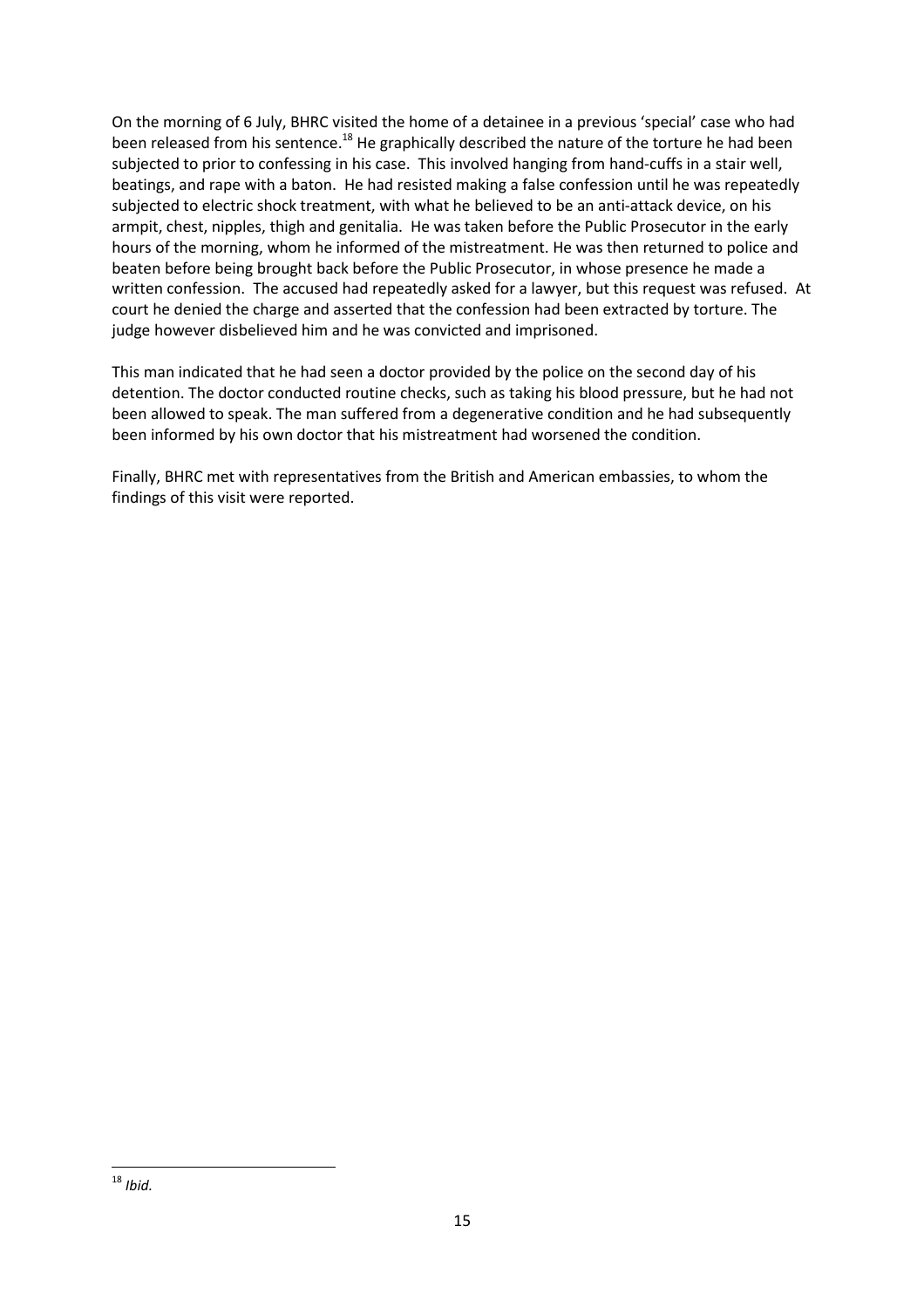On the morning of 6 July, BHRC visited the home of a detainee in a previous 'special' case who had been released from his sentence.[18] He graphically described the nature of the torture he had been subjected to prior to confessing in his case. This involved hanging from hand-cuffs in a stair well, beatings, and rape with a baton. He had resisted making a false confession until he was repeatedly subjected to electric shock treatment, with what he believed to be an anti-attack device, on his armpit, chest, nipples, thigh and genitalia. He was taken before the Public Prosecutor in the early hours of the morning, whom he informed of the mistreatment. He was then returned to police and beaten before being brought back before the Public Prosecutor, in whose presence he made a written confession. The accused had repeatedly asked for a lawyer, but this request was refused. At court he denied the charge and asserted that the confession had been extracted by torture. The judge however disbelieved him and he was convicted and imprisoned.

This man indicated that he had seen a doctor provided by the police on the second day of his detention. The doctor conducted routine checks, such as taking his blood pressure, but he had not been allowed to speak. The man suffered from a degenerative condition and he had subsequently been informed by his own doctor that his mistreatment had worsened the condition.

Finally, BHRC met with representatives from the British and American embassies, to whom the findings of this visit were reported.

---

[18] *Ibid.*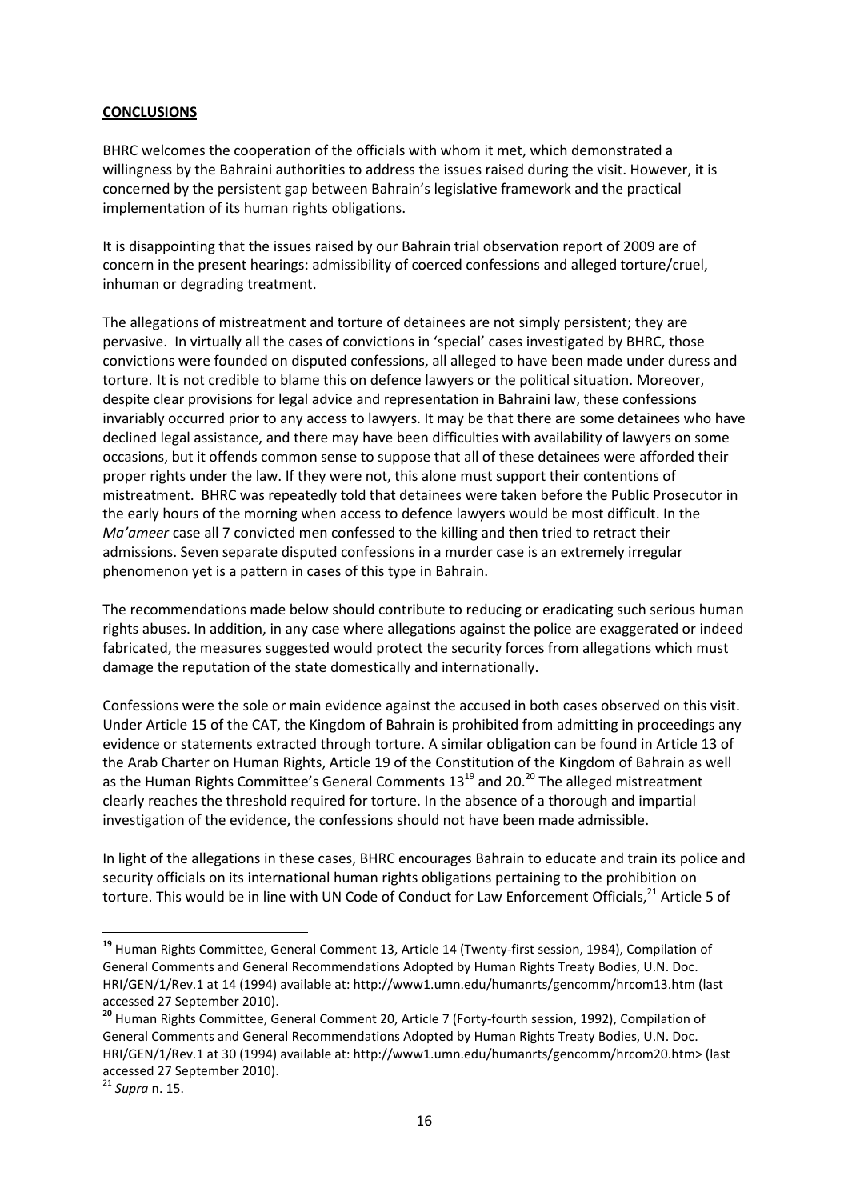**CONCLUSIONS**

BHRC welcomes the cooperation of the officials with whom it met, which demonstrated a willingness by the Bahraini authorities to address the issues raised during the visit. However, it is concerned by the persistent gap between Bahrain's legislative framework and the practical implementation of its human rights obligations.

It is disappointing that the issues raised by our Bahrain trial observation report of 2009 are of concern in the present hearings: admissibility of coerced confessions and alleged torture/cruel, inhuman or degrading treatment.

The allegations of mistreatment and torture of detainees are not simply persistent; they are pervasive. In virtually all the cases of convictions in 'special' cases investigated by BHRC, those convictions were founded on disputed confessions, all alleged to have been made under duress and torture. It is not credible to blame this on defence lawyers or the political situation. Moreover, despite clear provisions for legal advice and representation in Bahraini law, these confessions invariably occurred prior to any access to lawyers. It may be that there are some detainees who have declined legal assistance, and there may have been difficulties with availability of lawyers on some occasions, but it offends common sense to suppose that all of these detainees were afforded their proper rights under the law. If they were not, this alone must support their contentions of mistreatment. BHRC was repeatedly told that detainees were taken before the Public Prosecutor in the early hours of the morning when access to defence lawyers would be most difficult. In the *Ma'ameer* case all 7 convicted men confessed to the killing and then tried to retract their admissions. Seven separate disputed confessions in a murder case is an extremely irregular phenomenon yet is a pattern in cases of this type in Bahrain.

The recommendations made below should contribute to reducing or eradicating such serious human rights abuses. In addition, in any case where allegations against the police are exaggerated or indeed fabricated, the measures suggested would protect the security forces from allegations which must damage the reputation of the state domestically and internationally.

Confessions were the sole or main evidence against the accused in both cases observed on this visit. Under Article 15 of the CAT, the Kingdom of Bahrain is prohibited from admitting in proceedings any evidence or statements extracted through torture. A similar obligation can be found in Article 13 of the Arab Charter on Human Rights, Article 19 of the Constitution of the Kingdom of Bahrain as well as the Human Rights Committee's General Comments 13[19] and 20.[20] The alleged mistreatment clearly reaches the threshold required for torture. In the absence of a thorough and impartial investigation of the evidence, the confessions should not have been made admissible.

In light of the allegations in these cases, BHRC encourages Bahrain to educate and train its police and security officials on its international human rights obligations pertaining to the prohibition on torture. This would be in line with UN Code of Conduct for Law Enforcement Officials,[21] Article 5 of

---

[19] Human Rights Committee, General Comment 13, Article 14 (Twenty-first session, 1984), Compilation of General Comments and General Recommendations Adopted by Human Rights Treaty Bodies, U.N. Doc. HRI/GEN/1/Rev.1 at 14 (1994) available at: http://www1.umn.edu/humanrts/gencomm/hrcom13.htm (last accessed 27 September 2010).

[20] Human Rights Committee, General Comment 20, Article 7 (Forty-fourth session, 1992), Compilation of General Comments and General Recommendations Adopted by Human Rights Treaty Bodies, U.N. Doc. HRI/GEN/1/Rev.1 at 30 (1994) available at: http://www1.umn.edu/humanrts/gencomm/hrcom20.htm> (last accessed 27 September 2010).

[21] *Supra* n. 15.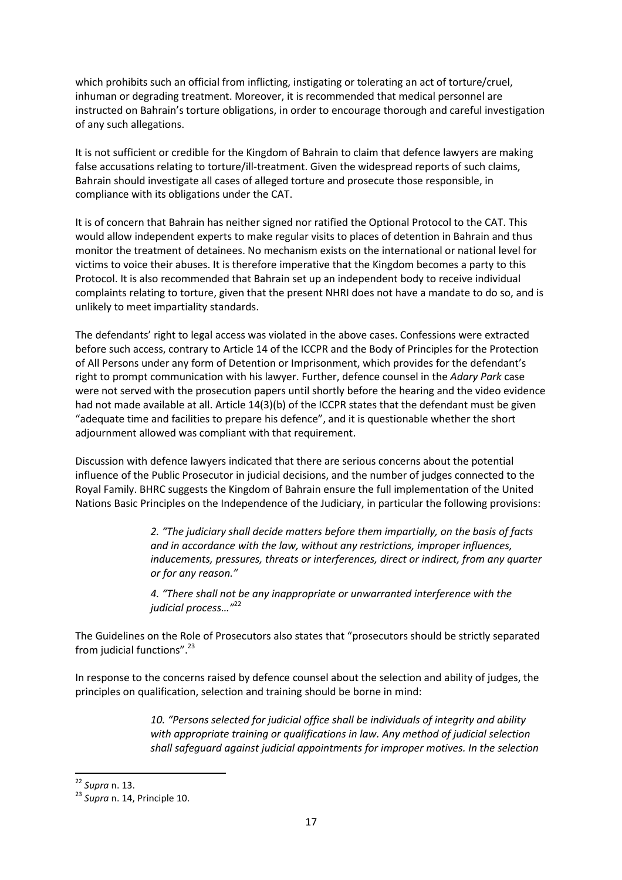which prohibits such an official from inflicting, instigating or tolerating an act of torture/cruel, inhuman or degrading treatment. Moreover, it is recommended that medical personnel are instructed on Bahrain's torture obligations, in order to encourage thorough and careful investigation of any such allegations.

It is not sufficient or credible for the Kingdom of Bahrain to claim that defence lawyers are making false accusations relating to torture/ill-treatment. Given the widespread reports of such claims, Bahrain should investigate all cases of alleged torture and prosecute those responsible, in compliance with its obligations under the CAT.

It is of concern that Bahrain has neither signed nor ratified the Optional Protocol to the CAT. This would allow independent experts to make regular visits to places of detention in Bahrain and thus monitor the treatment of detainees. No mechanism exists on the international or national level for victims to voice their abuses. It is therefore imperative that the Kingdom becomes a party to this Protocol. It is also recommended that Bahrain set up an independent body to receive individual complaints relating to torture, given that the present NHRI does not have a mandate to do so, and is unlikely to meet impartiality standards.

The defendants' right to legal access was violated in the above cases. Confessions were extracted before such access, contrary to Article 14 of the ICCPR and the Body of Principles for the Protection of All Persons under any form of Detention or Imprisonment, which provides for the defendant's right to prompt communication with his lawyer. Further, defence counsel in the *Adary Park* case were not served with the prosecution papers until shortly before the hearing and the video evidence had not made available at all. Article 14(3)(b) of the ICCPR states that the defendant must be given "adequate time and facilities to prepare his defence", and it is questionable whether the short adjournment allowed was compliant with that requirement.

Discussion with defence lawyers indicated that there are serious concerns about the potential influence of the Public Prosecutor in judicial decisions, and the number of judges connected to the Royal Family. BHRC suggests the Kingdom of Bahrain ensure the full implementation of the United Nations Basic Principles on the Independence of the Judiciary, in particular the following provisions:

> *2. "The judiciary shall decide matters before them impartially, on the basis of facts and in accordance with the law, without any restrictions, improper influences, inducements, pressures, threats or interferences, direct or indirect, from any quarter or for any reason."*
>
> *4. "There shall not be any inappropriate or unwarranted interference with the judicial process…"*[22]

The Guidelines on the Role of Prosecutors also states that "prosecutors should be strictly separated from judicial functions".[23]

In response to the concerns raised by defence counsel about the selection and ability of judges, the principles on qualification, selection and training should be borne in mind:

> *10. "Persons selected for judicial office shall be individuals of integrity and ability with appropriate training or qualifications in law. Any method of judicial selection shall safeguard against judicial appointments for improper motives. In the selection*

---

[22] *Supra* n. 13.

[23] *Supra* n. 14, Principle 10.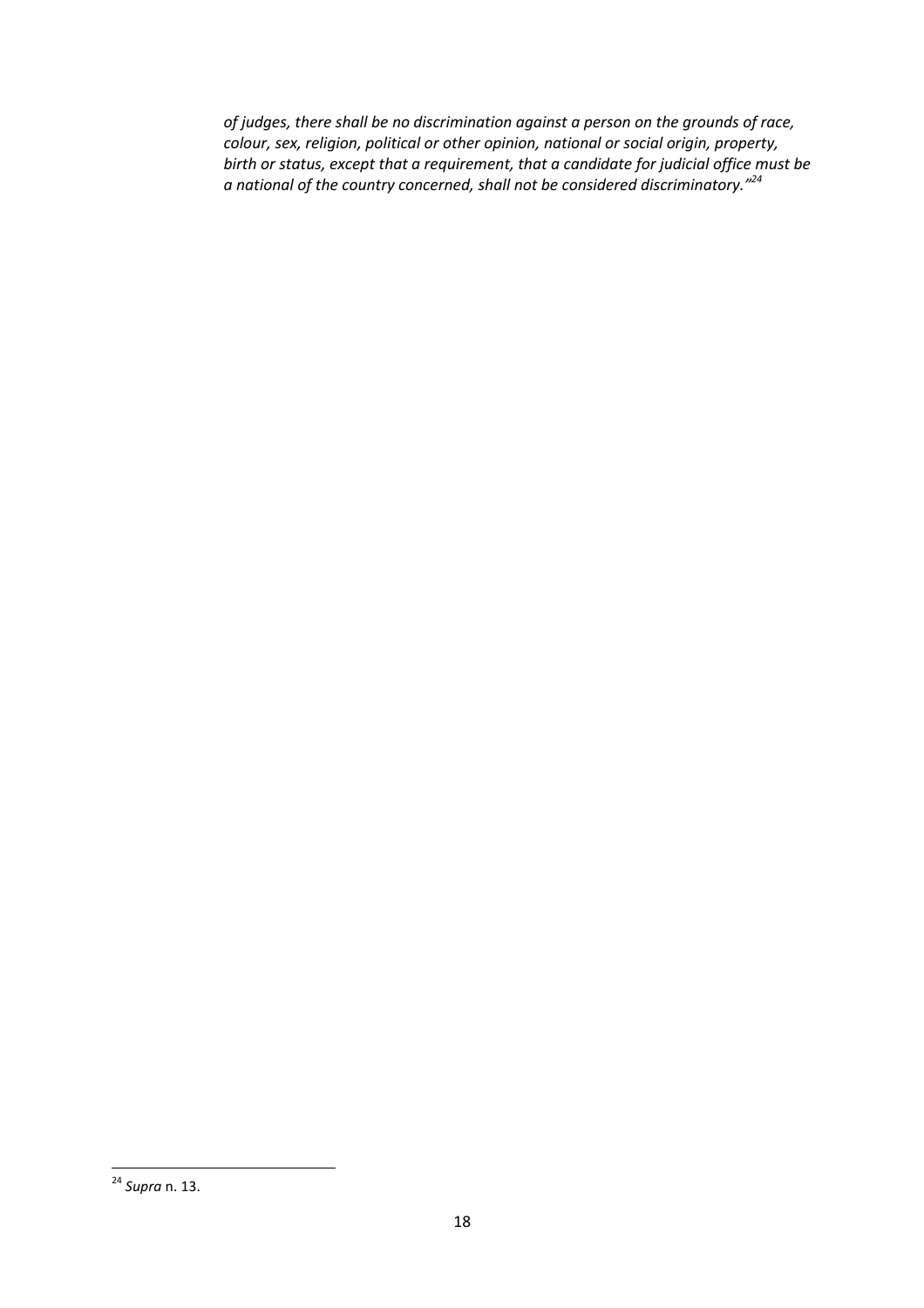*of judges, there shall be no discrimination against a person on the grounds of race, colour, sex, religion, political or other opinion, national or social origin, property, birth or status, except that a requirement, that a candidate for judicial office must be a national of the country concerned, shall not be considered discriminatory."*[24]

---

[24] *Supra* n. 13.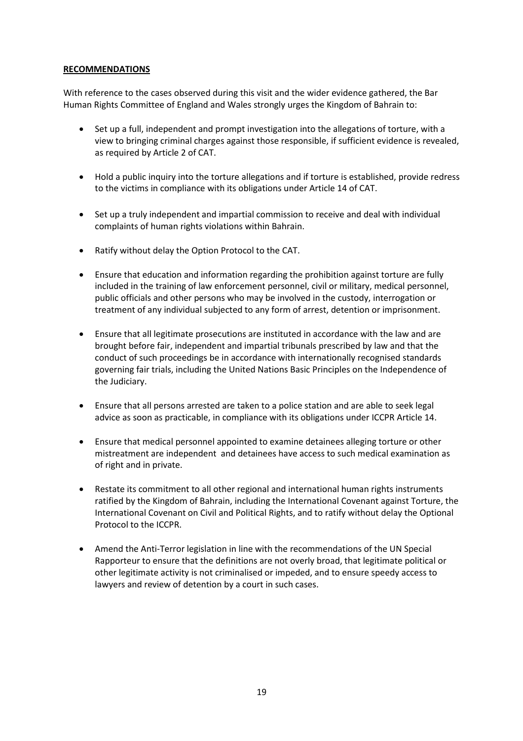**RECOMMENDATIONS**

With reference to the cases observed during this visit and the wider evidence gathered, the Bar Human Rights Committee of England and Wales strongly urges the Kingdom of Bahrain to:

- Set up a full, independent and prompt investigation into the allegations of torture, with a view to bringing criminal charges against those responsible, if sufficient evidence is revealed, as required by Article 2 of CAT.

- Hold a public inquiry into the torture allegations and if torture is established, provide redress to the victims in compliance with its obligations under Article 14 of CAT.

- Set up a truly independent and impartial commission to receive and deal with individual complaints of human rights violations within Bahrain.

- Ratify without delay the Option Protocol to the CAT.

- Ensure that education and information regarding the prohibition against torture are fully included in the training of law enforcement personnel, civil or military, medical personnel, public officials and other persons who may be involved in the custody, interrogation or treatment of any individual subjected to any form of arrest, detention or imprisonment.

- Ensure that all legitimate prosecutions are instituted in accordance with the law and are brought before fair, independent and impartial tribunals prescribed by law and that the conduct of such proceedings be in accordance with internationally recognised standards governing fair trials, including the United Nations Basic Principles on the Independence of the Judiciary.

- Ensure that all persons arrested are taken to a police station and are able to seek legal advice as soon as practicable, in compliance with its obligations under ICCPR Article 14.

- Ensure that medical personnel appointed to examine detainees alleging torture or other mistreatment are independent and detainees have access to such medical examination as of right and in private.

- Restate its commitment to all other regional and international human rights instruments ratified by the Kingdom of Bahrain, including the International Covenant against Torture, the International Covenant on Civil and Political Rights, and to ratify without delay the Optional Protocol to the ICCPR.

- Amend the Anti-Terror legislation in line with the recommendations of the UN Special Rapporteur to ensure that the definitions are not overly broad, that legitimate political or other legitimate activity is not criminalised or impeded, and to ensure speedy access to lawyers and review of detention by a court in such cases.